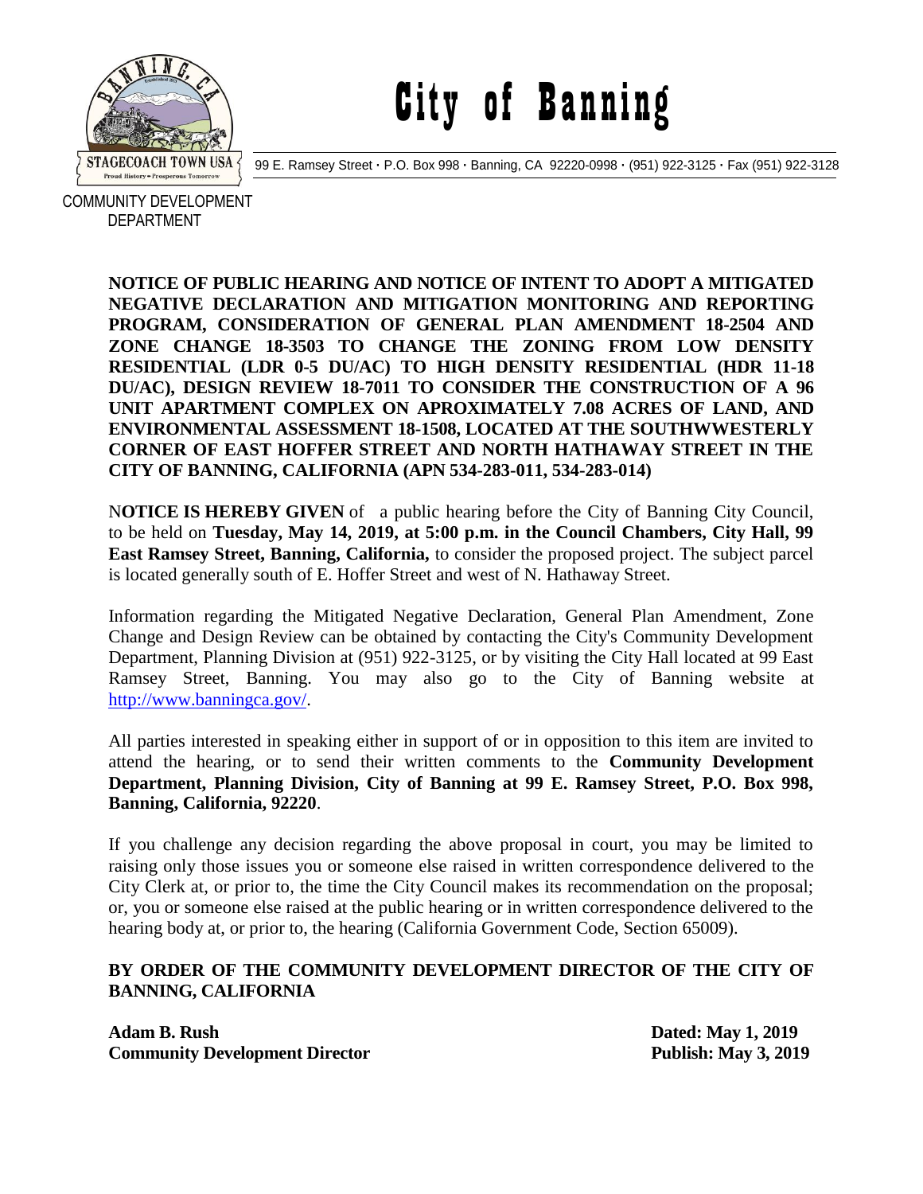# City of Banning

99 E. Ramsey Street · P.O. Box 998 · Banning, CA 92220-0998 · (951) 922-3125 · Fax (951) 922-3128

COMMUNITY DEVELOPMENT DEPARTMENT

**NOTICE OF PUBLIC HEARING AND NOTICE OF INTENT TO ADOPT A MITIGATED NEGATIVE DECLARATION AND MITIGATION MONITORING AND REPORTING PROGRAM, CONSIDERATION OF GENERAL PLAN AMENDMENT 18-2504 AND ZONE CHANGE 18-3503 TO CHANGE THE ZONING FROM LOW DENSITY RESIDENTIAL (LDR 0-5 DU/AC) TO HIGH DENSITY RESIDENTIAL (HDR 11-18 DU/AC), DESIGN REVIEW 18-7011 TO CONSIDER THE CONSTRUCTION OF A 96 UNIT APARTMENT COMPLEX ON APROXIMATELY 7.08 ACRES OF LAND, AND ENVIRONMENTAL ASSESSMENT 18-1508, LOCATED AT THE SOUTHWWESTERLY CORNER OF EAST HOFFER STREET AND NORTH HATHAWAY STREET IN THE CITY OF BANNING, CALIFORNIA (APN 534-283-011, 534-283-014)**

N**OTICE IS HEREBY GIVEN** of a public hearing before the City of Banning City Council, to be held on **Tuesday, May 14, 2019, at 5:00 p.m. in the Council Chambers, City Hall, 99 East Ramsey Street, Banning, California,** to consider the proposed project. The subject parcel is located generally south of E. Hoffer Street and west of N. Hathaway Street.

Information regarding the Mitigated Negative Declaration, General Plan Amendment, Zone Change and Design Review can be obtained by contacting the City's Community Development Department, Planning Division at (951) 922-3125, or by visiting the City Hall located at 99 East Ramsey Street, Banning. You may also go to the City of Banning website at http://www.banningca.gov/.

All parties interested in speaking either in support of or in opposition to this item are invited to attend the hearing, or to send their written comments to the **Community Development Department, Planning Division, City of Banning at 99 E. Ramsey Street, P.O. Box 998, Banning, California, 92220**.

If you challenge any decision regarding the above proposal in court, you may be limited to raising only those issues you or someone else raised in written correspondence delivered to the City Clerk at, or prior to, the time the City Council makes its recommendation on the proposal; or, you or someone else raised at the public hearing or in written correspondence delivered to the hearing body at, or prior to, the hearing (California Government Code, Section 65009).

**BY ORDER OF THE COMMUNITY DEVELOPMENT DIRECTOR OF THE CITY OF BANNING, CALIFORNIA**

**Adam B. Rush**
**Community Development Director**

**Dated: May 1, 2019**
**Publish: May 3, 2019**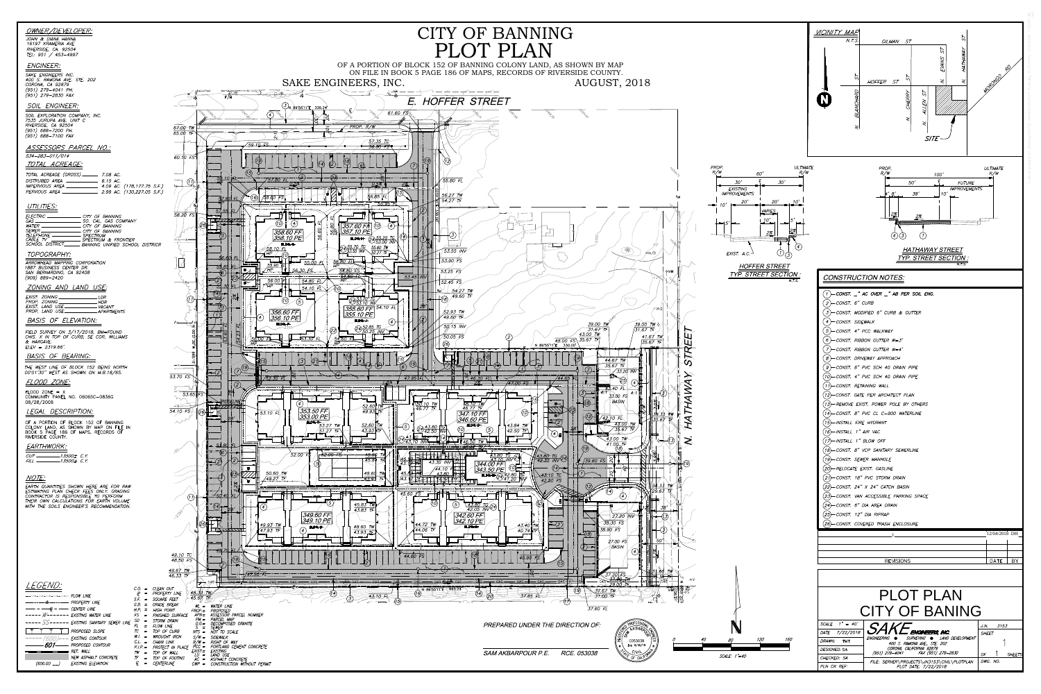# CITY OF BANNING
# PLOT PLAN

OF A PORTION OF BLOCK 152 OF BANNING COLONY LAND, AS SHOWN BY MAP ON FILE IN BOOK 5 PAGE 186 OF MAPS, RECORDS OF RIVERSIDE COUNTY.

SAKE ENGINEERS, INC. AUGUST, 2018

## OWNER/DEVELOPER:

JOHN & DANA HANNA
16197 KRAMERIA AVE
RIVERSIDE, CA 92504
TEL: 951 / 453-4997

## ENGINEER:

SAKE ENGINEERS INC.
400 S. RAMONA AVE. STE. 202
CORONA, CA 92879
(951) 279-4041 PH.
(951) 279-2830 FAX

## SOIL ENGINEER:

SOIL EXPLORATION COMPANY, INC.
7535 JURUPA AVE. UNIT C
RIVERSIDE, CA 92504
(951) 688-7200 PH.
(951) 688-7100 FAX

## ASSESSORS PARCEL NO.:

534-283-011/014

## TOTAL ACREAGE:

TOTAL ACREAGE (GROSS) 7.08 AC.
DISTURBED AREA 6.15 AC.
IMPERVIOUS AREA 4.09 AC. (178,177.75 S.F.)
PERVIOUS AREA 2.99 AC. (130,227.05 S.F.)

## UTILITIES:

ELECTRIC CITY OF BANNING
GAS SO. CAL GAS COMPANY
WATER CITY OF BANNING
SEWER CITY OF BANNING
TELEPHONE SPECTRUM
CABLE TV SPECTRUM & FRONTIER
SCHOOL DISTRICT BANNING UNIFIED SCHOOL DISTRICT

## TOPOGRAPHY:

ARROWHEAD MAPPING CORPORATION
1887 BUSINESS CENTER DR.
SAN BERNARDINO, CA 92408
(909) 889-2420

## ZONING AND LAND USE:

EXIST. ZONING LDR
PROP. ZONING HDR
EXIST. LAND USE VACANT
PROP. LAND USE APARTMENTS

## BASIS OF ELEVATION:

FIELD SURVEY ON 3/17/2018, BM=FOUND CHIS. X IN TOP OF CURB, SE COR. WILLIAMS & HARGAVE.
ELEV = 2319.66'

## BASIS OF BEARING:

THE WEST LINE OF BLOCK 152 BEING NORTH 00°01'30" WEST AS SHOWN ON M.B.18/65.

## FLOOD ZONE:

FLOOD ZONE = X
COMMUNITY PANEL NO. 06065C-0838G
08/28/2008

## LEGAL DESCRIPTION:

OF A PORTION OF BLOCK 152 OF BANNING COLONY LAND, AS SHOWN BY MAP ON FILE IN BOOK 5 PAGE 186 OF MAPS, RECORDS OF RIVERSIDE COUNTY.

## EARTHWORK:

CUT 13500± C.Y.
FILL 13500± C.Y.

## NOTE:

EARTH QUANTITIES SHOWN HERE ARE FOR RAW ESTIMATING PLAN CHECK FEES ONLY. GRADING CONTRACTOR IS RESPONSIBLE TO PERFORM THEIR OWN CALCULATIONS FOR EARTH VOLUME WITH THE SOILS ENGINEER'S RECOMMENDATION.

## LEGEND:

FLOW LINE
PROPERTY LINE
CENTER LINE
EXISTING WATER LINE
EXISTING SANITARY SEWER LINE
PROPOSED SLOPE
EXISTING CONTOUR
PROPOSED CONTOUR
RET. WALL
NEW ASPHALT CONCRETE
EXISTING ELEVATION

C.O. = CLEAN OUT
PL = PROPERTY LINE
S.F. = SQUARE FEET
G.B. = GRADE BREAK
H.P. = HIGH POINT
FS = FINISHED SURFACE
SD = STORM DRAIN
FL = FLOW LINE
TC = TOP OF CURB
W.I. = WROUGHT IRON
C.L. = CHAIN LINK
P.I.P. = PROTECT IN PLACE
TW = TOP OF WALL
TF = TOP OF FOOTING
CL = CENTERLINE

WL = WATER LINE
PROP. = PROPOSED
APN = ASSESSOR PARCEL NUMBER
PM = PARCEL MAP
D.G. = DECOMPOSED GRANITE
S = SEWER
NTS = NOT TO SCALE
S/W = SIDEWALK
R/W = RIGHT OF WAY
PCC = PORTLAND CEMENT CONCRETE
EXIST. = EXISTING
LU = LAND USE
AC = ASPHALT CONCRETE
CWP = CONSTRUCTION WITHOUT PERMIT

## VICINITY MAP

N.T.S.

GILMAN ST, HOFFER ST, N. BLANCHARD, N. CHERRY, N. ALLEN ST, N. EVANS ST, N. HATHAWAY ST, MORONGO RD, SITE

## HOFFER STREET TYP. STREET SECTION

N.T.S.

## HATHAWAY STREET TYP. STREET SECTION

N.T.S.

E. HOFFER STREET
N. HATHAWAY STREET

## CONSTRUCTION NOTES:

1. CONST. _" AC OVER _" AB PER SOIL ENG.
2. CONST. 6" CURB
3. CONST. MODIFIED 6" CURB & GUTTER
4. CONST. SIDEWALK
5. CONST. 4" PCC WALKWAY
6. CONST. RIBBON GUTTER W=3'
7. CONST. RIBBON GUTTER W=4'
8. CONST. DRIVEWAY APPROACH
9. CONST. 6" PVC SCH 40 DRAIN PIPE
10. CONST. 4" PVC SCH 40 DRAIN PIPE
11. CONST. RETAINING WALL
12. CONST. GATE PER ARCHITECT PLAN
13. REMOVE EXIST. POWER POLE BY OTHERS
14. CONST. 8" PVC CL C-900 WATERLINE
15. INSTALL FIRE HYDRANT
16. INSTALL 1" AIR VAC
17. INSTALL 1" BLOW OFF
18. CONST. 8" VCP SANITARY SEWERLINE
19. CONST. SEWER MANHOLE
20. RELOCATE EXIST. GASLINE
21. CONST. 18" PVC STORM DRAIN
22. CONST. 24" X 24" CATCH BASIN
23. CONST. VAN ACCESSIBLE PARKING SPACE
24. CONST. 6" DIA AREA DRAIN
25. CONST. 12" DIA RIPRAP
26. CONST. COVERED TRASH ENCLOSURE

| REVISIONS | DATE | BY |
|---|---|---|
| 1 | 12/04/2018 | DH |

PREPARED UNDER THE DIRECTION OF:

SAM AKBARPOUR P.E. RCE. 053038

SCALE: 1"=40'

# PLOT PLAN
# CITY OF BANING

SCALE 1" = 40'
DATE 7/22/2018
DRAWN: TMT
DESIGNED: SA
CHECKED: SA
PLN CK REF:

SAKE ENGINEERS, INC.
ENGINEERING • SURVEYING • LAND DEVELOPMENT
400 S. RAMONA AVE. STE. 202
CORONA, CALIFORNIA 92879
(951) 279-4041 FAX (951) 279-2830

J.N. 3153
SHEET 1 OF 1 SHEETS
DWG. NO.

FILE: SERVER\PROJECTS\JN3153\CIVIL\PLOTPLAN
PLOT DATE: 7/22/2018